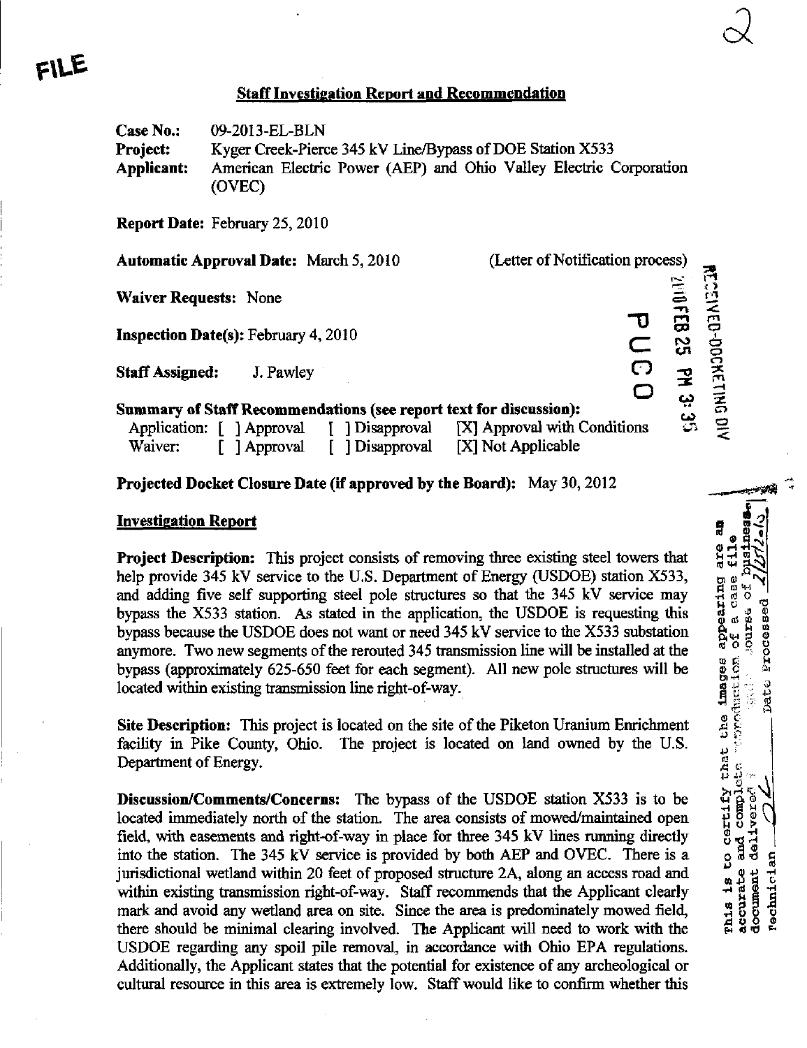FILE

## Staff Investigation Report and Recommendation

**Case No.:** 09-2013-EL-BLN
**Project:** Kyger Creek-Pierce 345 kV Line/Bypass of DOE Station X533
**Applicant:** American Electric Power (AEP) and Ohio Valley Electric Corporation (OVEC)

**Report Date:** February 25, 2010

**Automatic Approval Date:** March 5, 2010 (Letter of Notification process)

**Waiver Requests:** None

**Inspection Date(s):** February 4, 2010

**Staff Assigned:** J. Pawley

**Summary of Staff Recommendations (see report text for discussion):**
Application: [ ] Approval [ ] Disapproval [X] Approval with Conditions
Waiver: [ ] Approval [ ] Disapproval [X] Not Applicable

**Projected Docket Closure Date (if approved by the Board):** May 30, 2012

### Investigation Report

**Project Description:** This project consists of removing three existing steel towers that help provide 345 kV service to the U.S. Department of Energy (USDOE) station X533, and adding five self supporting steel pole structures so that the 345 kV service may bypass the X533 station. As stated in the application, the USDOE is requesting this bypass because the USDOE does not want or need 345 kV service to the X533 substation anymore. Two new segments of the rerouted 345 transmission line will be installed at the bypass (approximately 625-650 feet for each segment). All new pole structures will be located within existing transmission line right-of-way.

**Site Description:** This project is located on the site of the Piketon Uranium Enrichment facility in Pike County, Ohio. The project is located on land owned by the U.S. Department of Energy.

**Discussion/Comments/Concerns:** The bypass of the USDOE station X533 is to be located immediately north of the station. The area consists of mowed/maintained open field, with easements and right-of-way in place for three 345 kV lines running directly into the station. The 345 kV service is provided by both AEP and OVEC. There is a jurisdictional wetland within 20 feet of proposed structure 2A, along an access road and within existing transmission right-of-way. Staff recommends that the Applicant clearly mark and avoid any wetland area on site. Since the area is predominately mowed field, there should be minimal clearing involved. The Applicant will need to work with the USDOE regarding any spoil pile removal, in accordance with Ohio EPA regulations. Additionally, the Applicant states that the potential for existence of any archeological or cultural resource in this area is extremely low. Staff would like to confirm whether this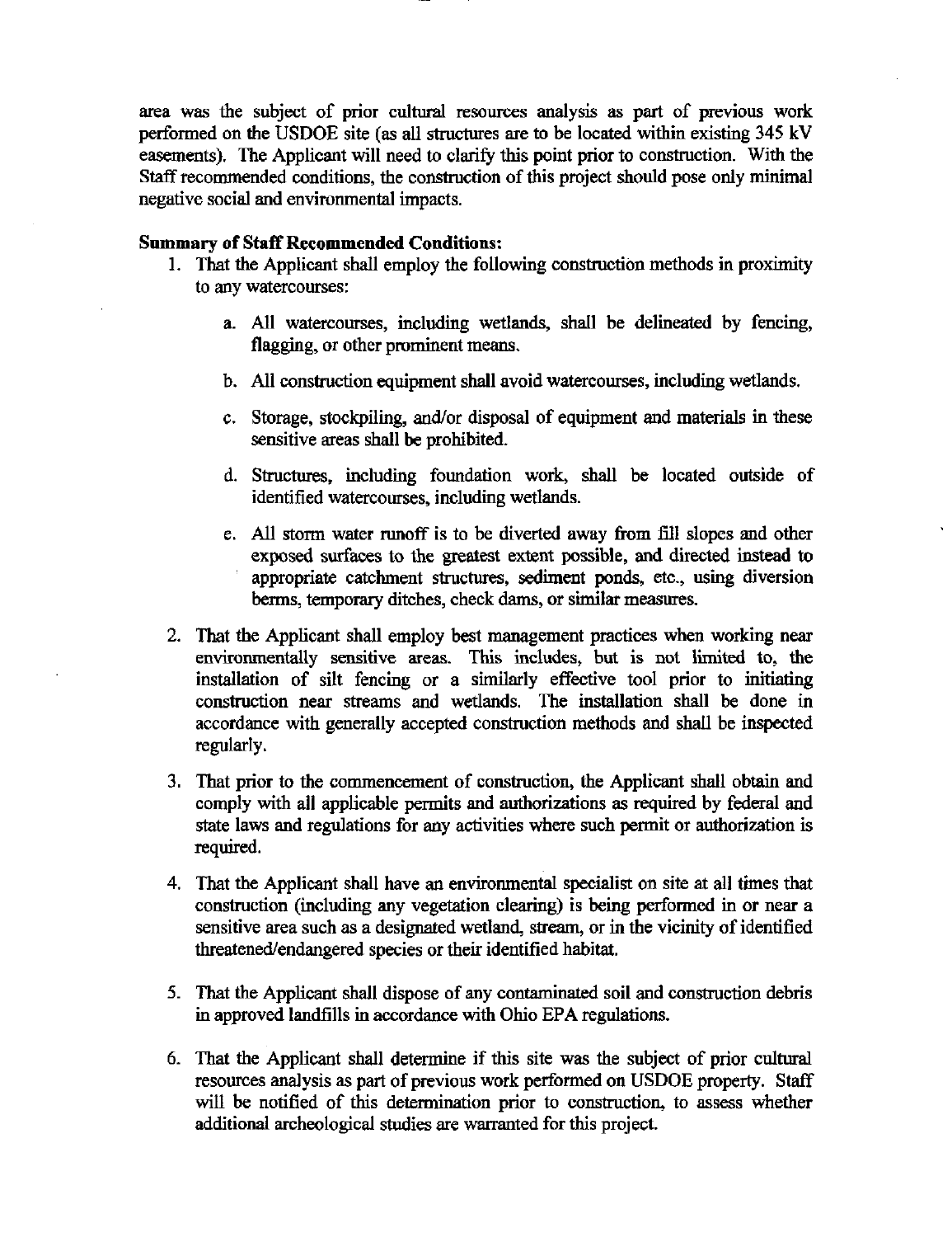area was the subject of prior cultural resources analysis as part of previous work performed on the USDOE site (as all structures are to be located within existing 345 kV easements). The Applicant will need to clarify this point prior to construction. With the Staff recommended conditions, the construction of this project should pose only minimal negative social and environmental impacts.

**Summary of Staff Recommended Conditions:**

1. That the Applicant shall employ the following construction methods in proximity to any watercourses:

   a. All watercourses, including wetlands, shall be delineated by fencing, flagging, or other prominent means.

   b. All construction equipment shall avoid watercourses, including wetlands.

   c. Storage, stockpiling, and/or disposal of equipment and materials in these sensitive areas shall be prohibited.

   d. Structures, including foundation work, shall be located outside of identified watercourses, including wetlands.

   e. All storm water runoff is to be diverted away from fill slopes and other exposed surfaces to the greatest extent possible, and directed instead to appropriate catchment structures, sediment ponds, etc., using diversion berms, temporary ditches, check dams, or similar measures.

2. That the Applicant shall employ best management practices when working near environmentally sensitive areas. This includes, but is not limited to, the installation of silt fencing or a similarly effective tool prior to initiating construction near streams and wetlands. The installation shall be done in accordance with generally accepted construction methods and shall be inspected regularly.

3. That prior to the commencement of construction, the Applicant shall obtain and comply with all applicable permits and authorizations as required by federal and state laws and regulations for any activities where such permit or authorization is required.

4. That the Applicant shall have an environmental specialist on site at all times that construction (including any vegetation clearing) is being performed in or near a sensitive area such as a designated wetland, stream, or in the vicinity of identified threatened/endangered species or their identified habitat.

5. That the Applicant shall dispose of any contaminated soil and construction debris in approved landfills in accordance with Ohio EPA regulations.

6. That the Applicant shall determine if this site was the subject of prior cultural resources analysis as part of previous work performed on USDOE property. Staff will be notified of this determination prior to construction, to assess whether additional archeological studies are warranted for this project.